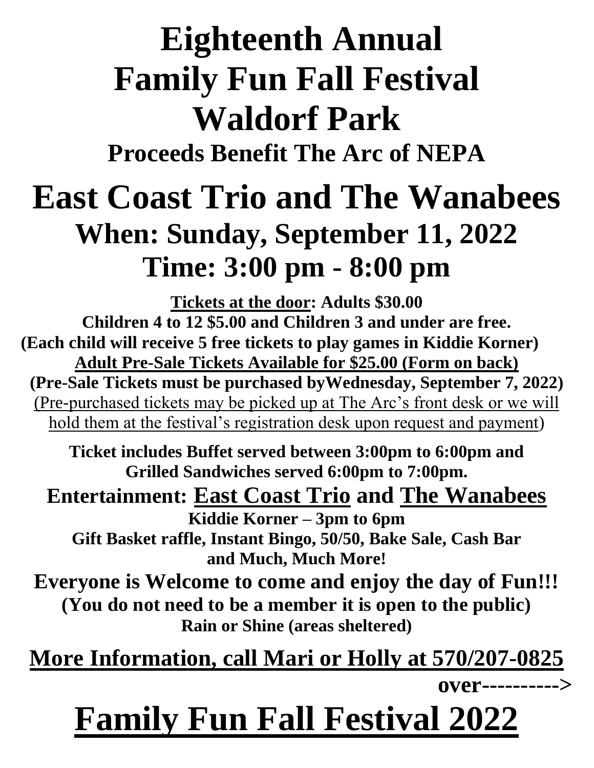# Eighteenth Annual Family Fun Fall Festival Waldorf Park

## Proceeds Benefit The Arc of NEPA

# East Coast Trio and The Wanabees

## When: Sunday, September 11, 2022

## Time: 3:00 pm - 8:00 pm

**Tickets at the door: Adults $30.00**

**Children 4 to 12 $5.00 and Children 3 and under are free.**

**(Each child will receive 5 free tickets to play games in Kiddie Korner)**

**Adult Pre-Sale Tickets Available for $25.00 (Form on back)**

**(Pre-Sale Tickets must be purchased byWednesday, September 7, 2022)**

(Pre-purchased tickets may be picked up at The Arc's front desk or we will hold them at the festival's registration desk upon request and payment)

**Ticket includes Buffet served between 3:00pm to 6:00pm and Grilled Sandwiches served 6:00pm to 7:00pm.**

**Entertainment: East Coast Trio and The Wanabees**

**Kiddie Korner – 3pm to 6pm**

**Gift Basket raffle, Instant Bingo, 50/50, Bake Sale, Cash Bar and Much, Much More!**

**Everyone is Welcome to come and enjoy the day of Fun!!!**

**(You do not need to be a member it is open to the public)**

**Rain or Shine (areas sheltered)**

**More Information, call Mari or Holly at 570/207-0825**

**over---------->**

# Family Fun Fall Festival 2022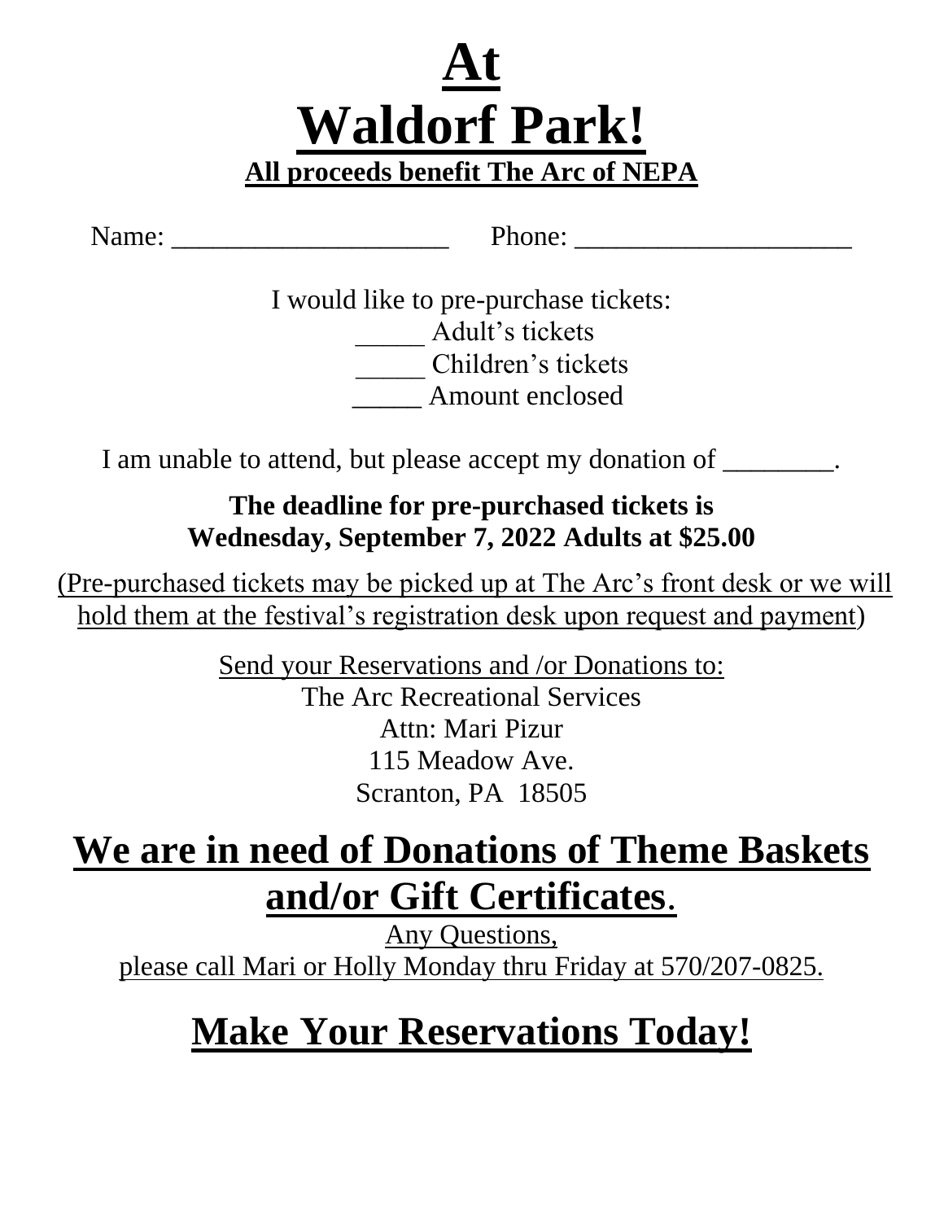# At Waldorf Park!

**All proceeds benefit The Arc of NEPA**

Name: ____________________ Phone: ____________________

I would like to pre-purchase tickets:

_____ Adult's tickets

_____ Children's tickets

_____ Amount enclosed

I am unable to attend, but please accept my donation of ________.

**The deadline for pre-purchased tickets is Wednesday, September 7, 2022 Adults at $25.00**

(Pre-purchased tickets may be picked up at The Arc's front desk or we will hold them at the festival's registration desk upon request and payment)

Send your Reservations and /or Donations to:
The Arc Recreational Services
Attn: Mari Pizur
115 Meadow Ave.
Scranton, PA 18505

## We are in need of Donations of Theme Baskets and/or Gift Certificates.

Any Questions,
please call Mari or Holly Monday thru Friday at 570/207-0825.

## Make Your Reservations Today!